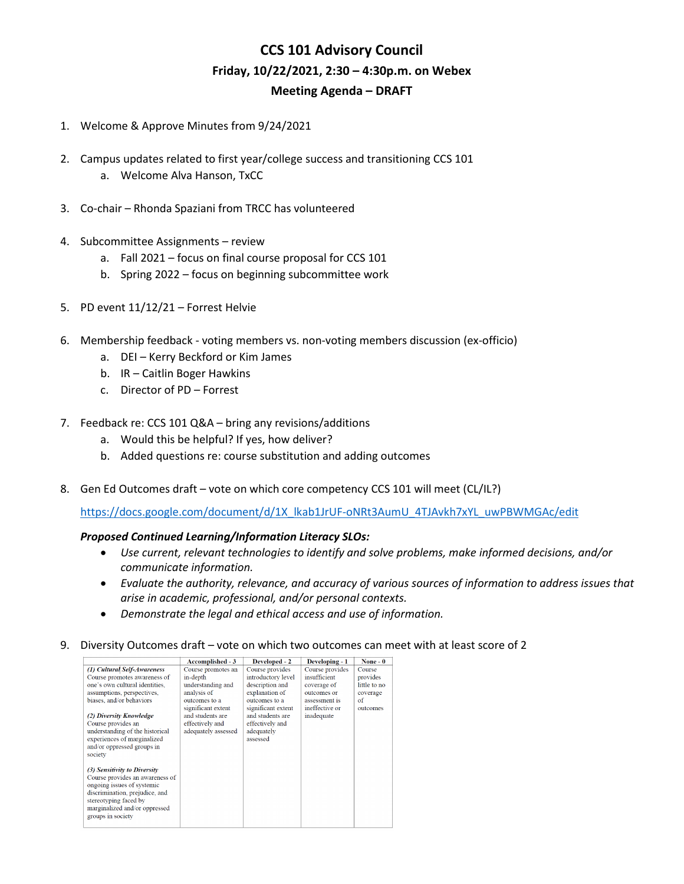# CCS 101 Advisory Council

## Friday, 10/22/2021, 2:30 – 4:30p.m. on Webex

## Meeting Agenda – DRAFT

1. Welcome & Approve Minutes from 9/24/2021

2. Campus updates related to first year/college success and transitioning CCS 101
   a. Welcome Alva Hanson, TxCC

3. Co-chair – Rhonda Spaziani from TRCC has volunteered

4. Subcommittee Assignments – review
   a. Fall 2021 – focus on final course proposal for CCS 101
   b. Spring 2022 – focus on beginning subcommittee work

5. PD event 11/12/21 – Forrest Helvie

6. Membership feedback - voting members vs. non-voting members discussion (ex-officio)
   a. DEI – Kerry Beckford or Kim James
   b. IR – Caitlin Boger Hawkins
   c. Director of PD – Forrest

7. Feedback re: CCS 101 Q&A – bring any revisions/additions
   a. Would this be helpful? If yes, how deliver?
   b. Added questions re: course substitution and adding outcomes

8. Gen Ed Outcomes draft – vote on which core competency CCS 101 will meet (CL/IL?)

   https://docs.google.com/document/d/1X_lkab1JrUF-oNRt3AumU_4TJAvkh7xYL_uwPBWMGAc/edit

   ***Proposed Continued Learning/Information Literacy SLOs:***

   - *Use current, relevant technologies to identify and solve problems, make informed decisions, and/or communicate information.*
   - *Evaluate the authority, relevance, and accuracy of various sources of information to address issues that arise in academic, professional, and/or personal contexts.*
   - *Demonstrate the legal and ethical access and use of information.*

9. Diversity Outcomes draft – vote on which two outcomes can meet with at least score of 2

| | Accomplished - 3 | Developed - 2 | Developing - 1 | None - 0 |
|---|---|---|---|---|
| ***(1) Cultural Self-Awareness*** Course promotes awareness of one's own cultural identities, assumptions, perspectives, biases, and/or behaviors<br><br>***(2) Diversity Knowledge*** Course provides an understanding of the historical experiences of marginalized and/or oppressed groups in society<br><br>***(3) Sensitivity to Diversity*** Course provides an awareness of ongoing issues of systemic discrimination, prejudice, and stereotyping faced by marginalized and/or oppressed groups in society | Course promotes an in-depth understanding and analysis of outcomes to a significant extent and students are effectively and adequately assessed | Course provides introductory level description and explanation of outcomes to a significant extent and students are effectively and adequately assessed | Course provides insufficient coverage of outcomes or assessment is ineffective or inadequate | Course provides little to no coverage of outcomes |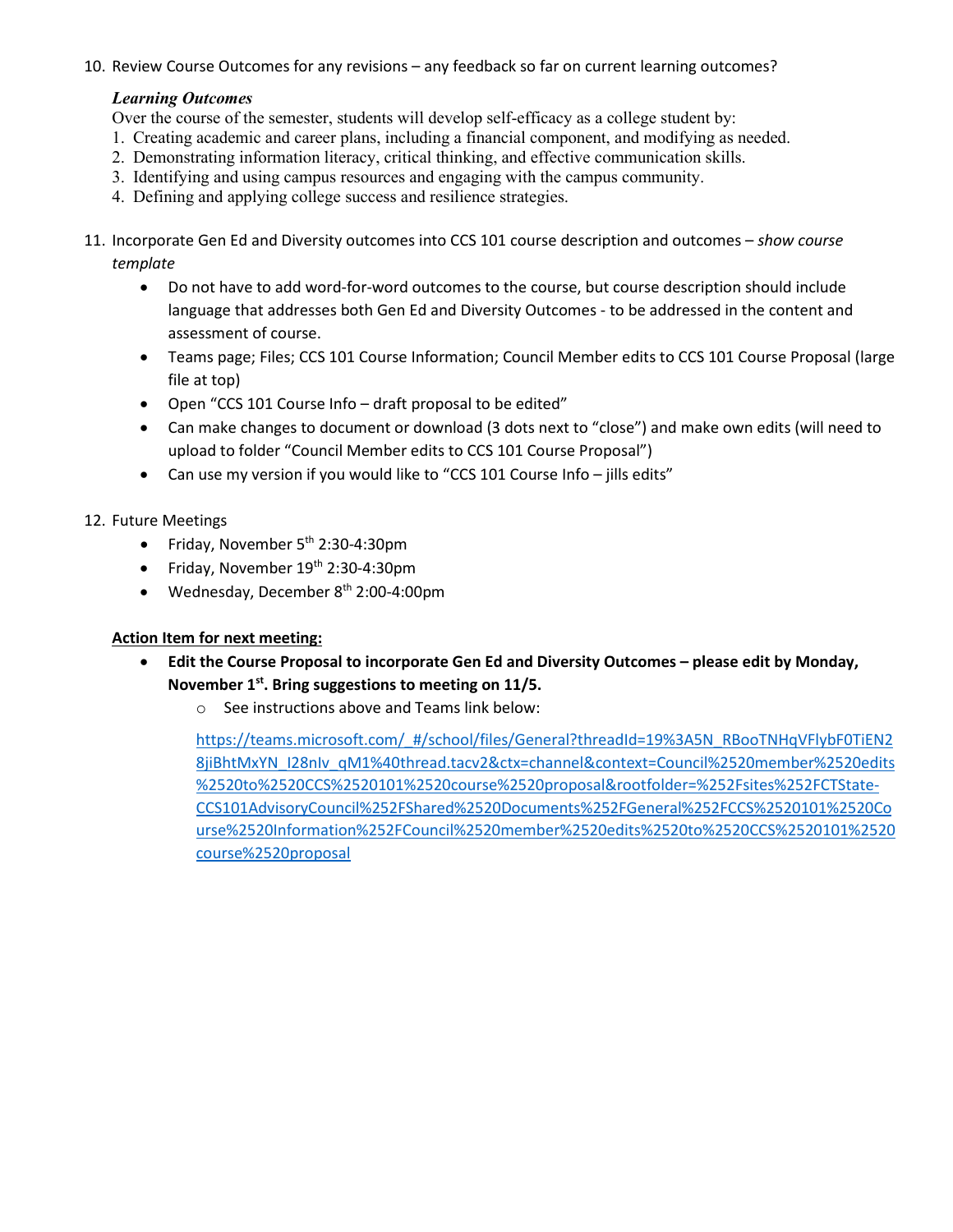10. Review Course Outcomes for any revisions – any feedback so far on current learning outcomes?

    ***Learning Outcomes***

    Over the course of the semester, students will develop self-efficacy as a college student by:

    1. Creating academic and career plans, including a financial component, and modifying as needed.
    2. Demonstrating information literacy, critical thinking, and effective communication skills.
    3. Identifying and using campus resources and engaging with the campus community.
    4. Defining and applying college success and resilience strategies.

11. Incorporate Gen Ed and Diversity outcomes into CCS 101 course description and outcomes – *show course template*
    - Do not have to add word-for-word outcomes to the course, but course description should include language that addresses both Gen Ed and Diversity Outcomes - to be addressed in the content and assessment of course.
    - Teams page; Files; CCS 101 Course Information; Council Member edits to CCS 101 Course Proposal (large file at top)
    - Open "CCS 101 Course Info – draft proposal to be edited"
    - Can make changes to document or download (3 dots next to "close") and make own edits (will need to upload to folder "Council Member edits to CCS 101 Course Proposal")
    - Can use my version if you would like to "CCS 101 Course Info – jills edits"

12. Future Meetings
    - Friday, November 5th 2:30-4:30pm
    - Friday, November 19th 2:30-4:30pm
    - Wednesday, December 8th 2:00-4:00pm

**<u>Action Item for next meeting:</u>**

- **Edit the Course Proposal to incorporate Gen Ed and Diversity Outcomes – please edit by Monday, November 1st. Bring suggestions to meeting on 11/5.**
    - See instructions above and Teams link below:

      https://teams.microsoft.com/_#/school/files/General?threadId=19%3A5N_RBooTNHqVFlybF0TiEN28jiBhtMxYN_I28nIv_qM1%40thread.tacv2&ctx=channel&context=Council%2520member%2520edits%2520to%2520CCS%2520101%2520course%2520proposal&rootfolder=%252Fsites%252FCTState-CCS101AdvisoryCouncil%252FShared%2520Documents%252FGeneral%252FCCS%2520101%2520Course%2520Information%252FCouncil%2520member%2520edits%2520to%2520CCS%2520101%2520course%2520proposal